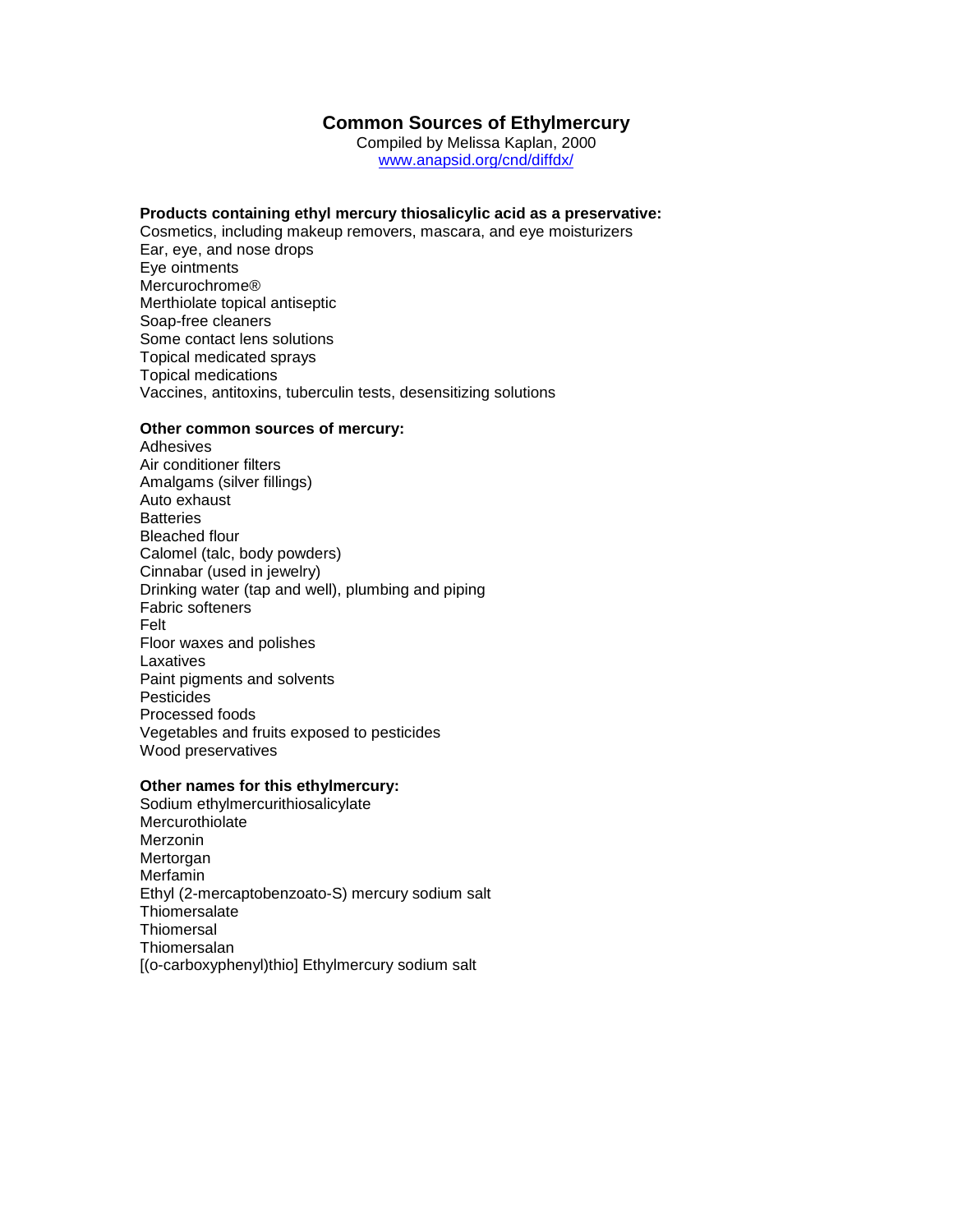# Common Sources of Ethylmercury

Compiled by Melissa Kaplan, 2000
www.anapsid.org/cnd/diffdx/

**Products containing ethyl mercury thiosalicylic acid as a preservative:**

Cosmetics, including makeup removers, mascara, and eye moisturizers
Ear, eye, and nose drops
Eye ointments
Mercurochrome®
Merthiolate topical antiseptic
Soap-free cleaners
Some contact lens solutions
Topical medicated sprays
Topical medications
Vaccines, antitoxins, tuberculin tests, desensitizing solutions

**Other common sources of mercury:**

Adhesives
Air conditioner filters
Amalgams (silver fillings)
Auto exhaust
Batteries
Bleached flour
Calomel (talc, body powders)
Cinnabar (used in jewelry)
Drinking water (tap and well), plumbing and piping
Fabric softeners
Felt
Floor waxes and polishes
Laxatives
Paint pigments and solvents
Pesticides
Processed foods
Vegetables and fruits exposed to pesticides
Wood preservatives

**Other names for this ethylmercury:**

Sodium ethylmercurithiosalicylate
Mercurothiolate
Merzonin
Mertorgan
Merfamin
Ethyl (2-mercaptobenzoato-S) mercury sodium salt
Thiomersalate
Thiomersal
Thiomersalan
[(o-carboxyphenyl)thio] Ethylmercury sodium salt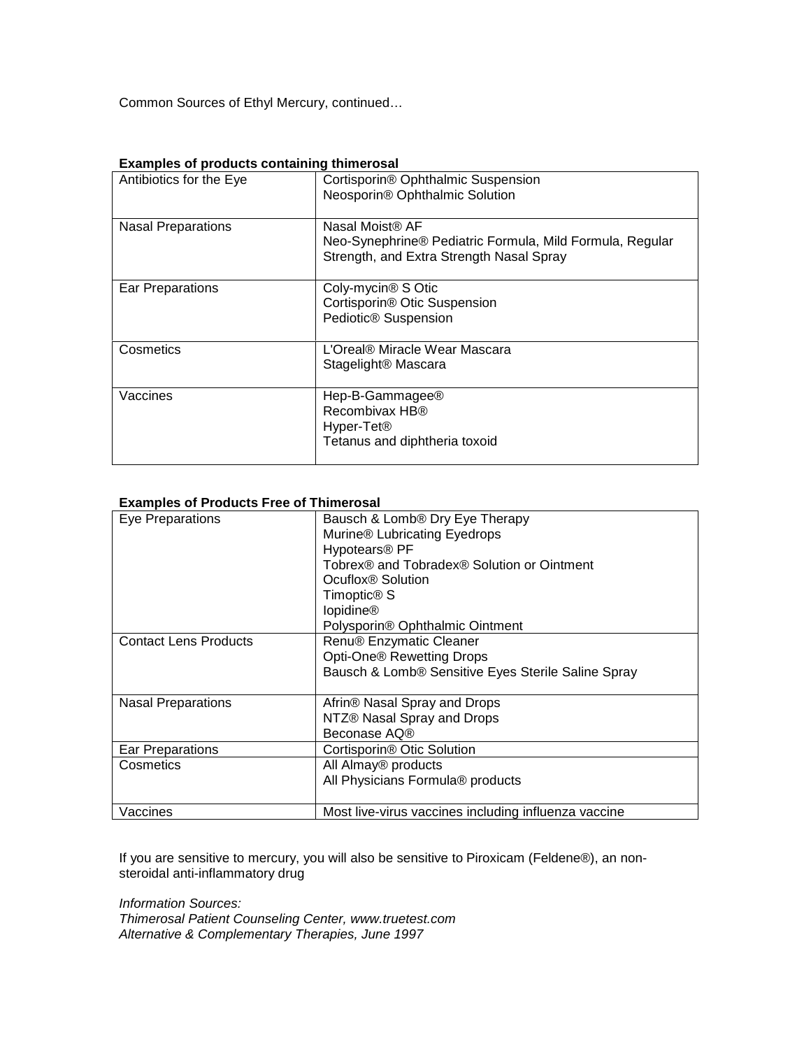Common Sources of Ethyl Mercury, continued…

**Examples of products containing thimerosal**

| | |
|---|---|
| Antibiotics for the Eye | Cortisporin® Ophthalmic Suspension<br>Neosporin® Ophthalmic Solution |
| Nasal Preparations | Nasal Moist® AF<br>Neo-Synephrine® Pediatric Formula, Mild Formula, Regular Strength, and Extra Strength Nasal Spray |
| Ear Preparations | Coly-mycin® S Otic<br>Cortisporin® Otic Suspension<br>Pediotic® Suspension |
| Cosmetics | L'Oreal® Miracle Wear Mascara<br>Stagelight® Mascara |
| Vaccines | Hep-B-Gammagee®<br>Recombivax HB®<br>Hyper-Tet®<br>Tetanus and diphtheria toxoid |

**Examples of Products Free of Thimerosal**

| | |
|---|---|
| Eye Preparations | Bausch & Lomb® Dry Eye Therapy<br>Murine® Lubricating Eyedrops<br>Hypotears® PF<br>Tobrex® and Tobradex® Solution or Ointment<br>Ocuflox® Solution<br>Timoptic® S<br>Iopidine®<br>Polysporin® Ophthalmic Ointment |
| Contact Lens Products | Renu® Enzymatic Cleaner<br>Opti-One® Rewetting Drops<br>Bausch & Lomb® Sensitive Eyes Sterile Saline Spray |
| Nasal Preparations | Afrin® Nasal Spray and Drops<br>NTZ® Nasal Spray and Drops<br>Beconase AQ® |
| Ear Preparations | Cortisporin® Otic Solution |
| Cosmetics | All Almay® products<br>All Physicians Formula® products |
| Vaccines | Most live-virus vaccines including influenza vaccine |

If you are sensitive to mercury, you will also be sensitive to Piroxicam (Feldene®), an non-steroidal anti-inflammatory drug

*Information Sources:*
*Thimerosal Patient Counseling Center, www.truetest.com*
*Alternative & Complementary Therapies, June 1997*